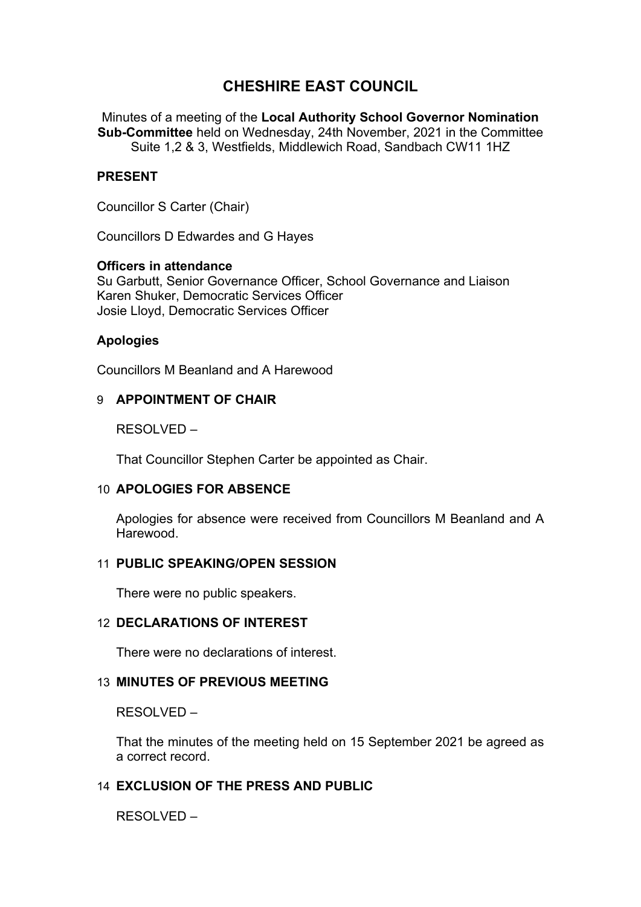# CHESHIRE EAST COUNCIL

Minutes of a meeting of the **Local Authority School Governor Nomination Sub-Committee** held on Wednesday, 24th November, 2021 in the Committee Suite 1,2 & 3, Westfields, Middlewich Road, Sandbach CW11 1HZ

## PRESENT

Councillor S Carter (Chair)

Councillors D Edwardes and G Hayes

### Officers in attendance

Su Garbutt, Senior Governance Officer, School Governance and Liaison
Karen Shuker, Democratic Services Officer
Josie Lloyd, Democratic Services Officer

### Apologies

Councillors M Beanland and A Harewood

## 9 APPOINTMENT OF CHAIR

RESOLVED –

That Councillor Stephen Carter be appointed as Chair.

## 10 APOLOGIES FOR ABSENCE

Apologies for absence were received from Councillors M Beanland and A Harewood.

## 11 PUBLIC SPEAKING/OPEN SESSION

There were no public speakers.

## 12 DECLARATIONS OF INTEREST

There were no declarations of interest.

## 13 MINUTES OF PREVIOUS MEETING

RESOLVED –

That the minutes of the meeting held on 15 September 2021 be agreed as a correct record.

## 14 EXCLUSION OF THE PRESS AND PUBLIC

RESOLVED –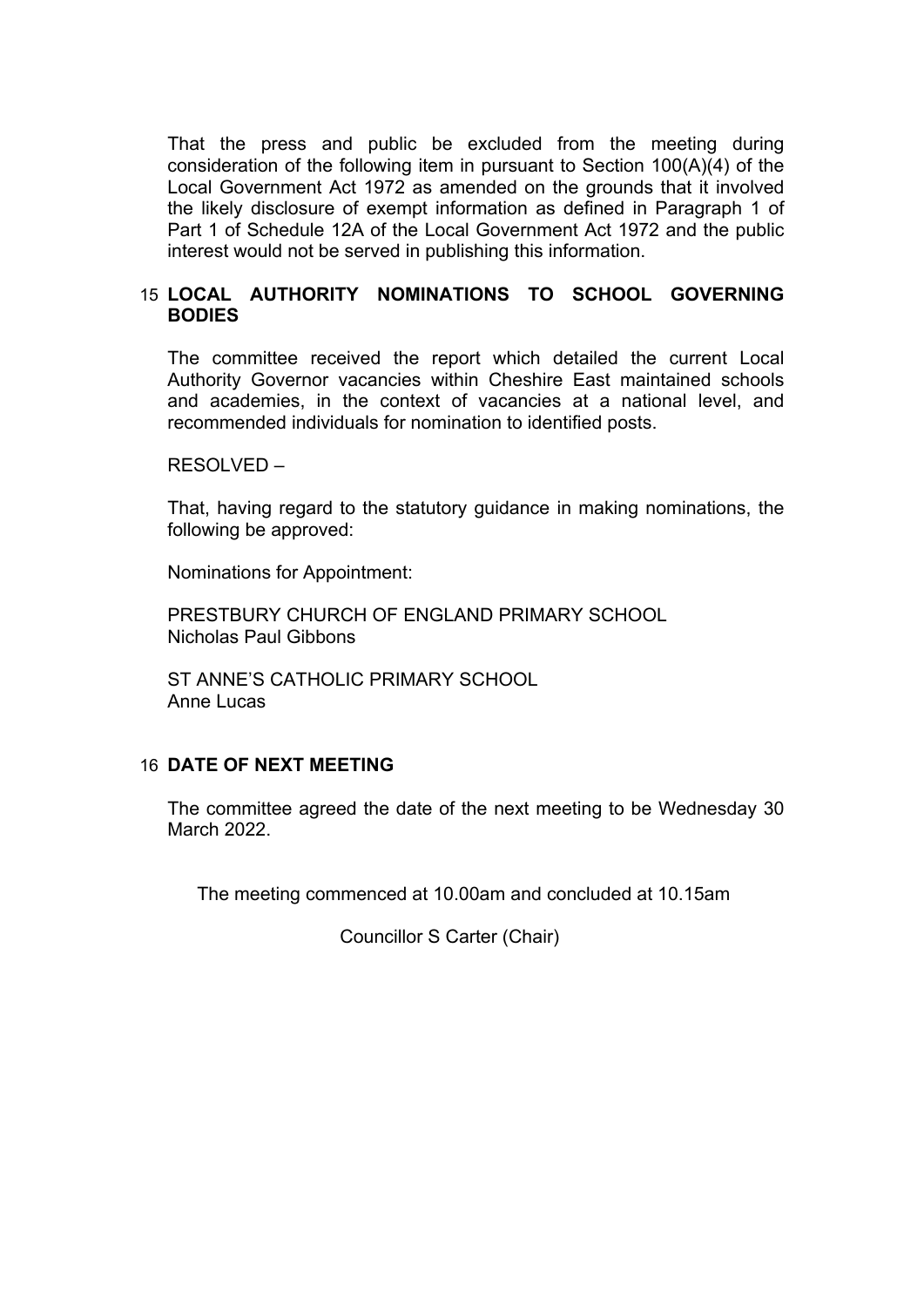That the press and public be excluded from the meeting during consideration of the following item in pursuant to Section 100(A)(4) of the Local Government Act 1972 as amended on the grounds that it involved the likely disclosure of exempt information as defined in Paragraph 1 of Part 1 of Schedule 12A of the Local Government Act 1972 and the public interest would not be served in publishing this information.

## 15 LOCAL AUTHORITY NOMINATIONS TO SCHOOL GOVERNING BODIES

The committee received the report which detailed the current Local Authority Governor vacancies within Cheshire East maintained schools and academies, in the context of vacancies at a national level, and recommended individuals for nomination to identified posts.

RESOLVED –

That, having regard to the statutory guidance in making nominations, the following be approved:

Nominations for Appointment:

PRESTBURY CHURCH OF ENGLAND PRIMARY SCHOOL
Nicholas Paul Gibbons

ST ANNE'S CATHOLIC PRIMARY SCHOOL
Anne Lucas

## 16 DATE OF NEXT MEETING

The committee agreed the date of the next meeting to be Wednesday 30 March 2022.

The meeting commenced at 10.00am and concluded at 10.15am

Councillor S Carter (Chair)